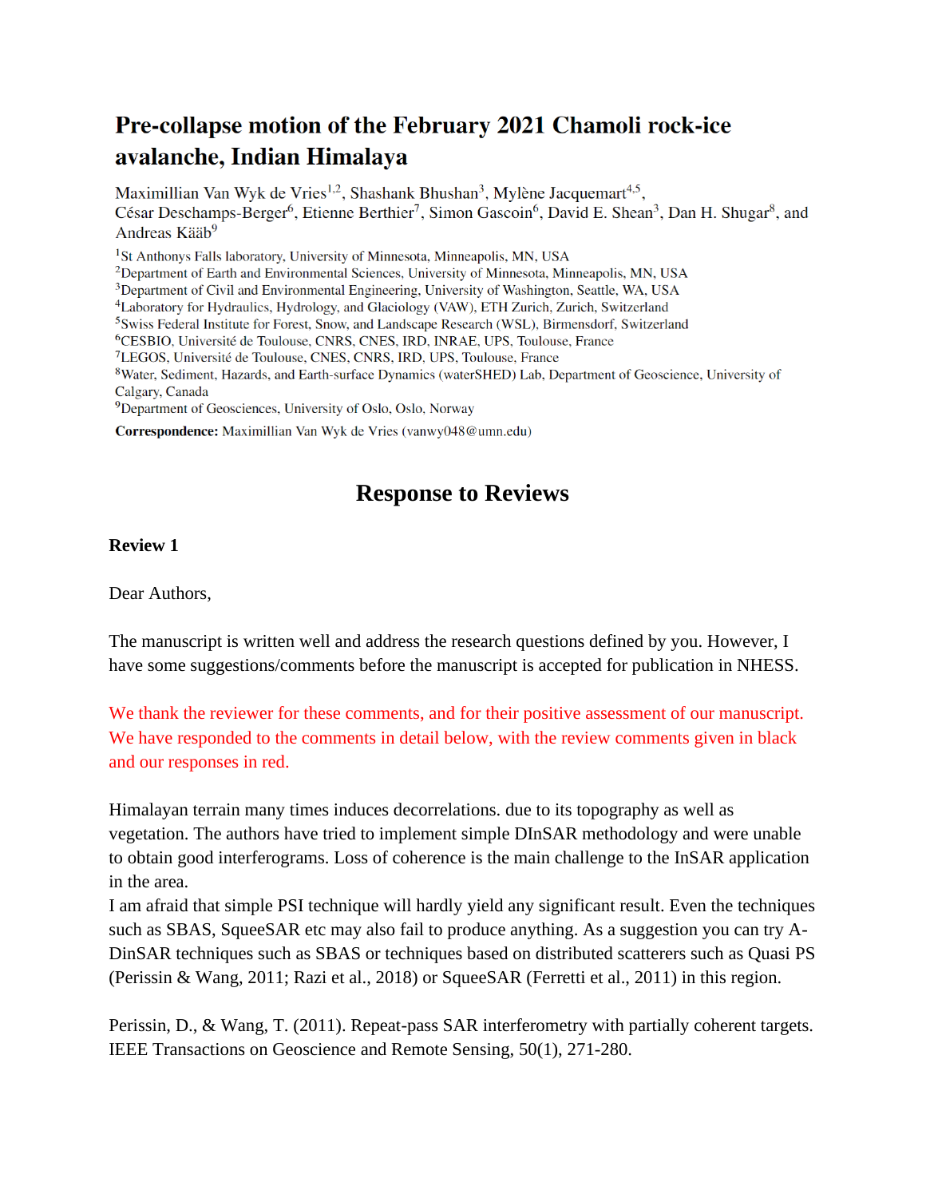# Pre-collapse motion of the February 2021 Chamoli rock-ice avalanche, Indian Himalaya

Maximillian Van Wyk de Vries[1,2], Shashank Bhushan[3], Mylène Jacquemart[4,5], César Deschamps-Berger[6], Etienne Berthier[7], Simon Gascoin[6], David E. Shean[3], Dan H. Shugar[8], and Andreas Kääb[9]

[1]St Anthonys Falls laboratory, University of Minnesota, Minneapolis, MN, USA
[2]Department of Earth and Environmental Sciences, University of Minnesota, Minneapolis, MN, USA
[3]Department of Civil and Environmental Engineering, University of Washington, Seattle, WA, USA
[4]Laboratory for Hydraulics, Hydrology, and Glaciology (VAW), ETH Zurich, Zurich, Switzerland
[5]Swiss Federal Institute for Forest, Snow, and Landscape Research (WSL), Birmensdorf, Switzerland
[6]CESBIO, Université de Toulouse, CNRS, CNES, IRD, INRAE, UPS, Toulouse, France
[7]LEGOS, Université de Toulouse, CNES, CNRS, IRD, UPS, Toulouse, France
[8]Water, Sediment, Hazards, and Earth-surface Dynamics (waterSHED) Lab, Department of Geoscience, University of Calgary, Canada
[9]Department of Geosciences, University of Oslo, Oslo, Norway

**Correspondence:** Maximillian Van Wyk de Vries (vanwy048@umn.edu)

## Response to Reviews

### Review 1

Dear Authors,

The manuscript is written well and address the research questions defined by you. However, I have some suggestions/comments before the manuscript is accepted for publication in NHESS.

We thank the reviewer for these comments, and for their positive assessment of our manuscript. We have responded to the comments in detail below, with the review comments given in black and our responses in red.

Himalayan terrain many times induces decorrelations. due to its topography as well as vegetation. The authors have tried to implement simple DInSAR methodology and were unable to obtain good interferograms. Loss of coherence is the main challenge to the InSAR application in the area.
I am afraid that simple PSI technique will hardly yield any significant result. Even the techniques such as SBAS, SqueeSAR etc may also fail to produce anything. As a suggestion you can try A-DinSAR techniques such as SBAS or techniques based on distributed scatterers such as Quasi PS (Perissin & Wang, 2011; Razi et al., 2018) or SqueeSAR (Ferretti et al., 2011) in this region.

Perissin, D., & Wang, T. (2011). Repeat-pass SAR interferometry with partially coherent targets. IEEE Transactions on Geoscience and Remote Sensing, 50(1), 271-280.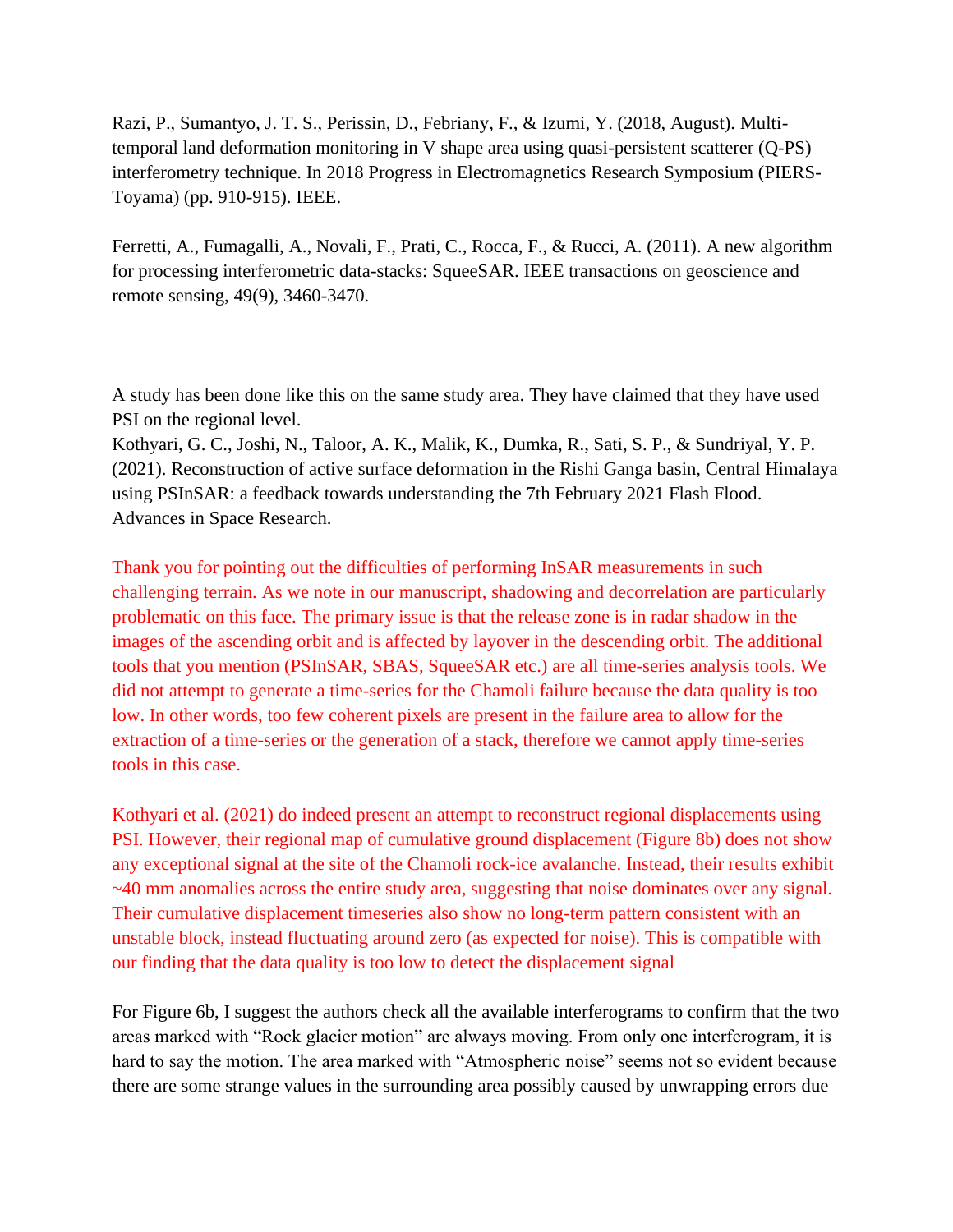Razi, P., Sumantyo, J. T. S., Perissin, D., Febriany, F., & Izumi, Y. (2018, August). Multi-temporal land deformation monitoring in V shape area using quasi-persistent scatterer (Q-PS) interferometry technique. In 2018 Progress in Electromagnetics Research Symposium (PIERS-Toyama) (pp. 910-915). IEEE.

Ferretti, A., Fumagalli, A., Novali, F., Prati, C., Rocca, F., & Rucci, A. (2011). A new algorithm for processing interferometric data-stacks: SqueeSAR. IEEE transactions on geoscience and remote sensing, 49(9), 3460-3470.

A study has been done like this on the same study area. They have claimed that they have used PSI on the regional level.
Kothyari, G. C., Joshi, N., Taloor, A. K., Malik, K., Dumka, R., Sati, S. P., & Sundriyal, Y. P. (2021). Reconstruction of active surface deformation in the Rishi Ganga basin, Central Himalaya using PSInSAR: a feedback towards understanding the 7th February 2021 Flash Flood. Advances in Space Research.

Thank you for pointing out the difficulties of performing InSAR measurements in such challenging terrain. As we note in our manuscript, shadowing and decorrelation are particularly problematic on this face. The primary issue is that the release zone is in radar shadow in the images of the ascending orbit and is affected by layover in the descending orbit. The additional tools that you mention (PSInSAR, SBAS, SqueeSAR etc.) are all time-series analysis tools. We did not attempt to generate a time-series for the Chamoli failure because the data quality is too low. In other words, too few coherent pixels are present in the failure area to allow for the extraction of a time-series or the generation of a stack, therefore we cannot apply time-series tools in this case.

Kothyari et al. (2021) do indeed present an attempt to reconstruct regional displacements using PSI. However, their regional map of cumulative ground displacement (Figure 8b) does not show any exceptional signal at the site of the Chamoli rock-ice avalanche. Instead, their results exhibit ~40 mm anomalies across the entire study area, suggesting that noise dominates over any signal. Their cumulative displacement timeseries also show no long-term pattern consistent with an unstable block, instead fluctuating around zero (as expected for noise). This is compatible with our finding that the data quality is too low to detect the displacement signal

For Figure 6b, I suggest the authors check all the available interferograms to confirm that the two areas marked with "Rock glacier motion" are always moving. From only one interferogram, it is hard to say the motion. The area marked with "Atmospheric noise" seems not so evident because there are some strange values in the surrounding area possibly caused by unwrapping errors due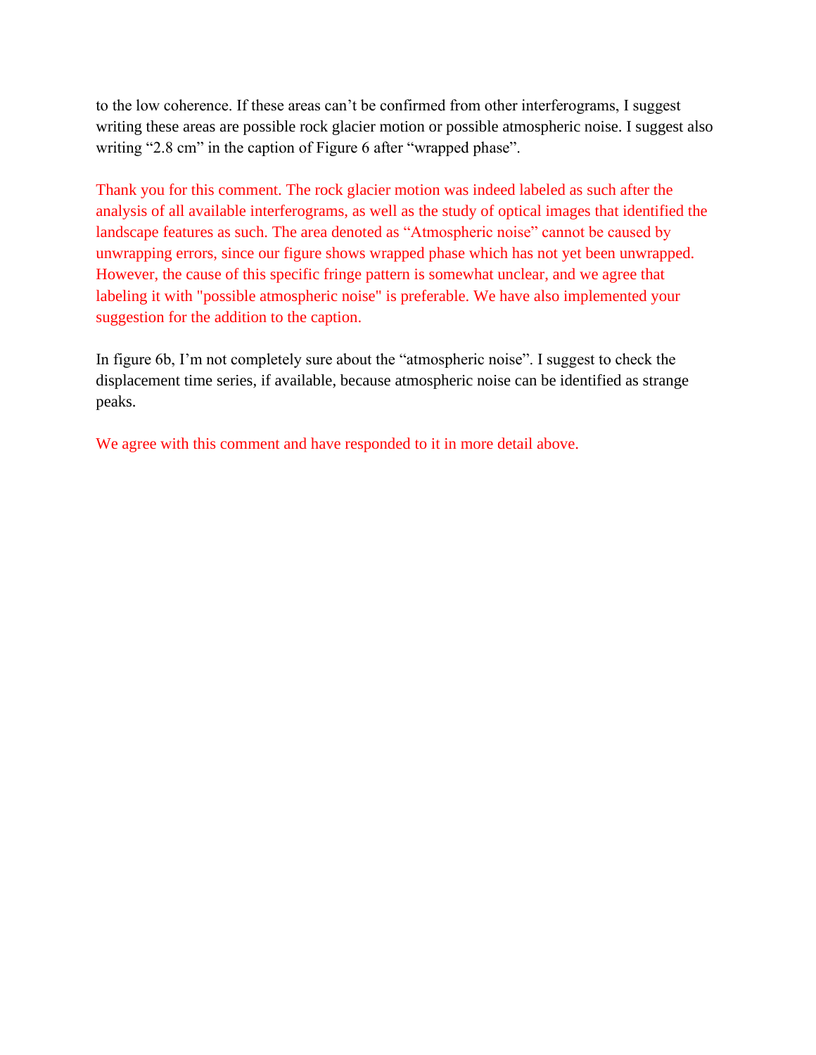to the low coherence. If these areas can't be confirmed from other interferograms, I suggest writing these areas are possible rock glacier motion or possible atmospheric noise. I suggest also writing "2.8 cm" in the caption of Figure 6 after "wrapped phase".

Thank you for this comment. The rock glacier motion was indeed labeled as such after the analysis of all available interferograms, as well as the study of optical images that identified the landscape features as such. The area denoted as "Atmospheric noise" cannot be caused by unwrapping errors, since our figure shows wrapped phase which has not yet been unwrapped. However, the cause of this specific fringe pattern is somewhat unclear, and we agree that labeling it with "possible atmospheric noise" is preferable. We have also implemented your suggestion for the addition to the caption.

In figure 6b, I'm not completely sure about the "atmospheric noise". I suggest to check the displacement time series, if available, because atmospheric noise can be identified as strange peaks.

We agree with this comment and have responded to it in more detail above.